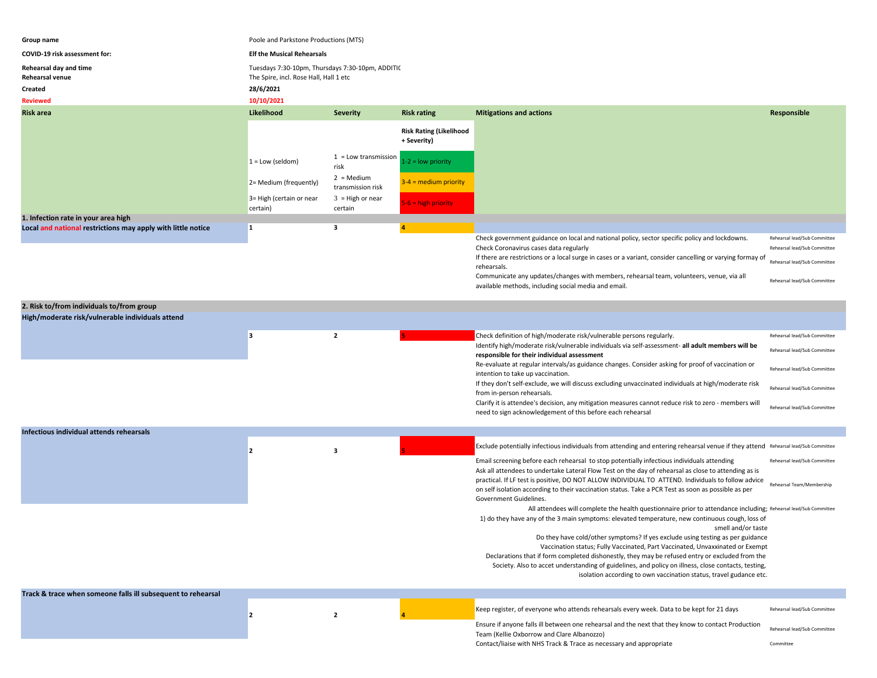| | |
|---|---|
| **Group name** | Poole and Parkstone Productions (MTS) |
| **COVID-19 risk assessment for:** | **Elf the Musical Rehearsals** |
| **Rehearsal day and time** | Tuesdays 7:30-10pm, Thursdays 7:30-10pm, ADDITIC |
| **Rehearsal venue** | The Spire, incl. Rose Hall, Hall 1 etc |
| **Created** | **28/6/2021** |
| **Reviewed** | **10/10/2021** |

| Risk area | Likelihood | Severity | Risk rating | Mitigations and actions | Responsible |
|---|---|---|---|---|---|
| | | | **Risk Rating (Likelihood + Severity)** | | |
| | 1 = Low (seldom) | 1 = Low transmission risk | 1-2 = low priority | | |
| | 2= Medium (frequently) | 2 = Medium transmission risk | 3-4 = medium priority | | |
| | 3= High (certain or near certain) | 3 = High or near certain | 5-6 = high priority | | |
| **1. Infection rate in your area high** | | | | | |
| **Local and national restrictions may apply with little notice** | **1** | **3** | **4** | | |
| | | | | Check government guidance on local and national policy, sector specific policy and lockdowns. | Rehearsal lead/Sub Committee |
| | | | | Check Coronavirus cases data regularly | Rehearsal lead/Sub Committee |
| | | | | If there are restrictions or a local surge in cases or a variant, consider cancelling or varying formay of rehearsals. | Rehearsal lead/Sub Committee |
| | | | | Communicate any updates/changes with members, rehearsal team, volunteers, venue, via all available methods, including social media and email. | Rehearsal lead/Sub Committee |
| **2. Risk to/from individuals to/from group** | | | | | |
| **High/moderate risk/vulnerable individuals attend** | | | | | |
| | **3** | **2** | **5** | Check definition of high/moderate risk/vulnerable persons regularly. | Rehearsal lead/Sub Committee |
| | | | | Identify high/moderate risk/vulnerable individuals via self-assessment- **all adult members will be responsible for their individual assessment** | Rehearsal lead/Sub Committee |
| | | | | Re-evaluate at regular intervals/as guidance changes. Consider asking for proof of vaccination or intention to take up vaccination. | Rehearsal lead/Sub Committee |
| | | | | If they don't self-exclude, we will discuss excluding unvaccinated individuals at high/moderate risk from in-person rehearsals. | Rehearsal lead/Sub Committee |
| | | | | Clarify it is attendee's decision, any mitigation measures cannot reduce risk to zero - members will need to sign acknowledgement of this before each rehearsal | Rehearsal lead/Sub Committee |
| **Infectious individual attends rehearsals** | | | | | |
| | **2** | **3** | **5** | Exclude potentially infectious individuals from attending and entering rehearsal venue if they attend | Rehearsal lead/Sub Committee |
| | | | | Email screening before each rehearsal to stop potentially infectious individuals attending | Rehearsal lead/Sub Committee |
| | | | | Ask all attendees to undertake Lateral Flow Test on the day of rehearsal as close to attending as is practical. If LF test is positive, DO NOT ALLOW INDIVIDUAL TO ATTEND. Individuals to follow advice on self isolation according to their vaccination status. Take a PCR Test as soon as possible as per Government Guidelines. | Rehearsal Team/Membership |
| | | | | All attendees will complete the health questionnaire prior to attendance including; 1) do they have any of the 3 main symptoms: elevated temperature, new continuous cough, loss of smell and/or taste<br>Do they have cold/other symptoms? If yes exclude using testing as per guidance<br>Vaccination status; Fully Vaccinated, Part Vaccinated, Unvaxxinated or Exempt<br>Declarations that if form completed dishonestly, they may be refused entry or excluded from the Society. Also to accet understanding of guidelines, and policy on illness, close contacts, testing, isolation according to own vaccination status, travel gudance etc. | Rehearsal lead/Sub Committee |
| **Track & trace when someone falls ill subsequent to rehearsal** | | | | | |
| | **2** | **2** | **4** | Keep register, of everyone who attends rehearsals every week. Data to be kept for 21 days | Rehearsal lead/Sub Committee |
| | | | | Ensure if anyone falls ill between one rehearsal and the next that they know to contact Production Team (Kellie Oxborrow and Clare Albanozzo) | Rehearsal lead/Sub Committee |
| | | | | Contact/liaise with NHS Track & Trace as necessary and appropriate | Committee |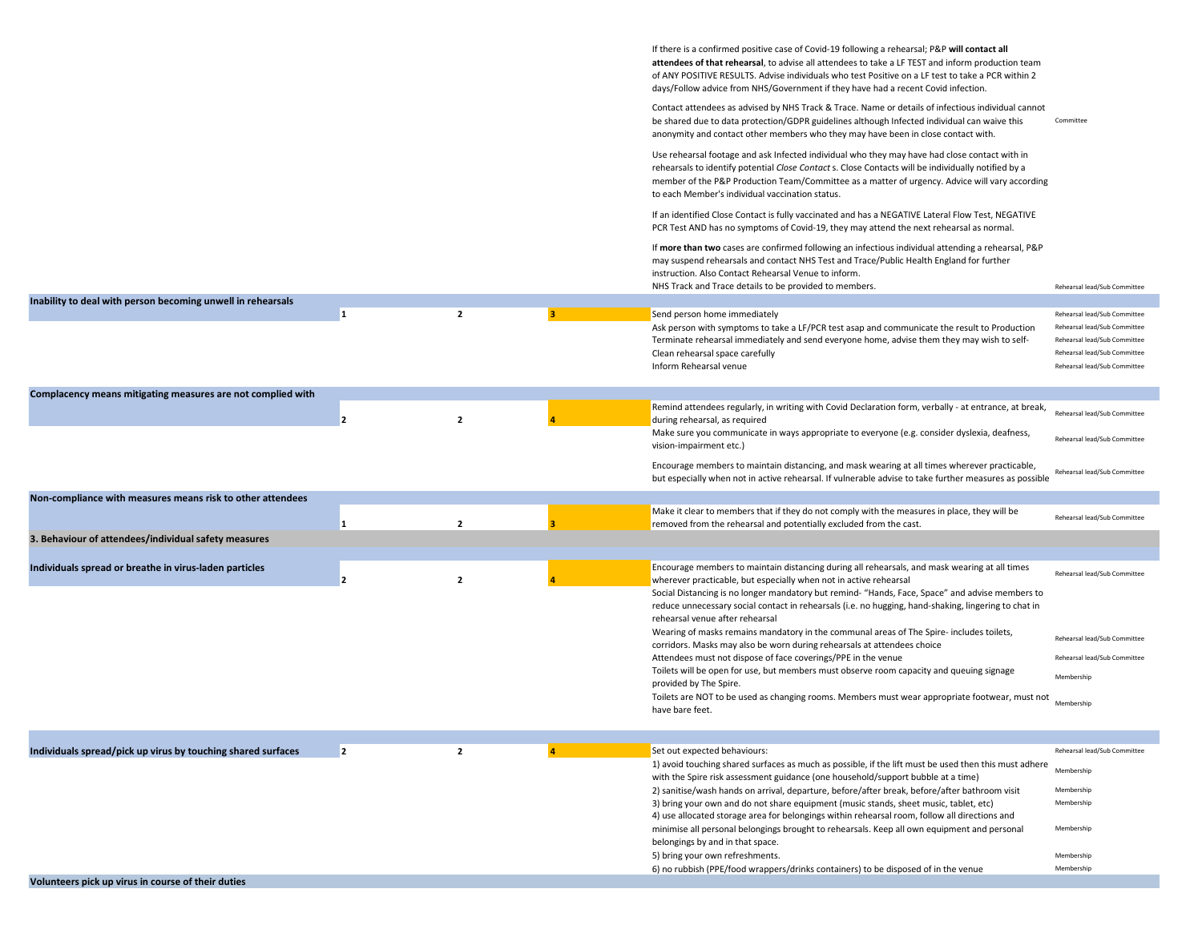| Hazard | Likelihood | Severity | Risk | Control measures | Responsibility |
|---|---|---|---|---|---|
| | | | | If there is a confirmed positive case of Covid-19 following a rehearsal; P&P **will contact all attendees of that rehearsal**, to advise all attendees to take a LF TEST and inform production team of ANY POSITIVE RESULTS. Advise individuals who test Positive on a LF test to take a PCR within 2 days/Follow advice from NHS/Government if they have had a recent Covid infection. | |
| | | | | Contact attendees as advised by NHS Track & Trace. Name or details of infectious individual cannot be shared due to data protection/GDPR guidelines although Infected individual can waive this anonymity and contact other members who they may have been in close contact with. | Committee |
| | | | | Use rehearsal footage and ask Infected individual who they may have had close contact with in rehearsals to identify potential *Close Contact* s. Close Contacts will be individually notified by a member of the P&P Production Team/Committee as a matter of urgency. Advice will vary according to each Member's individual vaccination status. | |
| | | | | If an identified Close Contact is fully vaccinated and has a NEGATIVE Lateral Flow Test, NEGATIVE PCR Test AND has no symptoms of Covid-19, they may attend the next rehearsal as normal. | |
| | | | | If **more than two** cases are confirmed following an infectious individual attending a rehearsal, P&P may suspend rehearsals and contact NHS Test and Trace/Public Health England for further instruction. Also Contact Rehearsal Venue to inform. NHS Track and Trace details to be provided to members. | Rehearsal lead/Sub Committee |
| **Inability to deal with person becoming unwell in rehearsals** | | | | | |
| | 1 | 2 | 3 | Send person home immediately | Rehearsal lead/Sub Committee |
| | | | | Ask person with symptoms to take a LF/PCR test asap and communicate the result to Production | Rehearsal lead/Sub Committee |
| | | | | Terminate rehearsal immediately and send everyone home, advise them they may wish to self- | Rehearsal lead/Sub Committee |
| | | | | Clean rehearsal space carefully | Rehearsal lead/Sub Committee |
| | | | | Inform Rehearsal venue | Rehearsal lead/Sub Committee |
| **Complacency means mitigating measures are not complied with** | | | | | |
| | 2 | 2 | 4 | Remind attendees regularly, in writing with Covid Declaration form, verbally - at entrance, at break, during rehearsal, as required | Rehearsal lead/Sub Committee |
| | | | | Make sure you communicate in ways appropriate to everyone (e.g. consider dyslexia, deafness, vision-impairment etc.) | Rehearsal lead/Sub Committee |
| | | | | Encourage members to maintain distancing, and mask wearing at all times wherever practicable, but especially when not in active rehearsal. If vulnerable advise to take further measures as possible | Rehearsal lead/Sub Committee |
| **Non-compliance with measures means risk to other attendees** | | | | | |
| | 1 | 2 | 3 | Make it clear to members that if they do not comply with the measures in place, they will be removed from the rehearsal and potentially excluded from the cast. | Rehearsal lead/Sub Committee |
| **3. Behaviour of attendees/individual safety measures** | | | | | |
| **Individuals spread or breathe in virus-laden particles** | 2 | 2 | 4 | Encourage members to maintain distancing during all rehearsals, and mask wearing at all times wherever practicable, but especially when not in active rehearsal | Rehearsal lead/Sub Committee |
| | | | | Social Distancing is no longer mandatory but remind- "Hands, Face, Space" and advise members to reduce unnecessary social contact in rehearsals (i.e. no hugging, hand-shaking, lingering to chat in rehearsal venue after rehearsal | |
| | | | | Wearing of masks remains mandatory in the communal areas of The Spire- includes toilets, corridors. Masks may also be worn during rehearsals at attendees choice | Rehearsal lead/Sub Committee |
| | | | | Attendees must not dispose of face coverings/PPE in the venue | Rehearsal lead/Sub Committee |
| | | | | Toilets will be open for use, but members must observe room capacity and queuing signage provided by The Spire. | Membership |
| | | | | Toilets are NOT to be used as changing rooms. Members must wear appropriate footwear, must not have bare feet. | Membership |
| **Individuals spread/pick up virus by touching shared surfaces** | 2 | 2 | 4 | Set out expected behaviours: | Rehearsal lead/Sub Committee |
| | | | | 1) avoid touching shared surfaces as much as possible, if the lift must be used then this must adhere with the Spire risk assessment guidance (one household/support bubble at a time) | Membership |
| | | | | 2) sanitise/wash hands on arrival, departure, before/after break, before/after bathroom visit | Membership |
| | | | | 3) bring your own and do not share equipment (music stands, sheet music, tablet, etc) | Membership |
| | | | | 4) use allocated storage area for belongings within rehearsal room, follow all directions and minimise all personal belongings brought to rehearsals. Keep all own equipment and personal belongings by and in that space. | Membership |
| | | | | 5) bring your own refreshments. | Membership |
| | | | | 6) no rubbish (PPE/food wrappers/drinks containers) to be disposed of in the venue | Membership |
| **Volunteers pick up virus in course of their duties** | | | | | |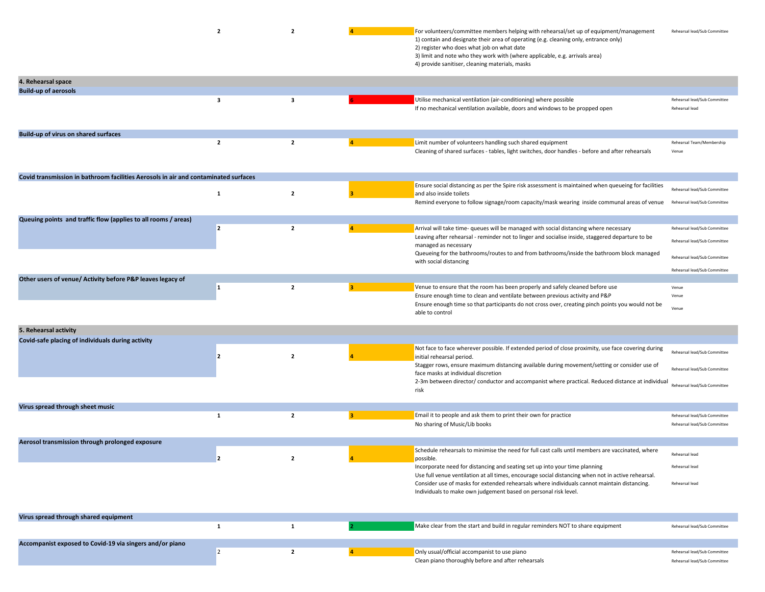| Hazard | Likelihood | Severity | Risk Rating | Control Measures | Responsibility |
|---|---|---|---|---|---|
| | 2 | 2 | 4 | For volunteers/committee members helping with rehearsal/set up of equipment/management<br>1) contain and designate their area of operating (e.g. cleaning only, entrance only)<br>2) register who does what job on what date<br>3) limit and note who they work with (where applicable, e.g. arrivals area)<br>4) provide sanitiser, cleaning materials, masks | Rehearsal lead/Sub Committee |
| **4. Rehearsal space** | | | | | |
| **Build-up of aerosols** | | | | | |
| | 3 | 3 | 6 | Utilise mechanical ventilation (air-conditioning) where possible | Rehearsal lead/Sub Committee |
| | | | | If no mechanical ventilation available, doors and windows to be propped open | Rehearsal lead |
| **Build-up of virus on shared surfaces** | | | | | |
| | 2 | 2 | 4 | Limit number of volunteers handling such shared equipment | Rehearsal Team/Membership |
| | | | | Cleaning of shared surfaces - tables, light switches, door handles - before and after rehearsals | Venue |
| **Covid transmission in bathroom facilities Aerosols in air and contaminated surfaces** | | | | | |
| | 1 | 2 | 3 | Ensure social distancing as per the Spire risk assessment is maintained when queueing for facilities and also inside toilets | Rehearsal lead/Sub Committee |
| | | | | Remind everyone to follow signage/room capacity/mask wearing inside communal areas of venue | Rehearsal lead/Sub Committee |
| **Queuing points and traffic flow (applies to all rooms / areas)** | | | | | |
| | 2 | 2 | 4 | Arrival will take time- queues will be managed with social distancing where necessary | Rehearsal lead/Sub Committee |
| | | | | Leaving after rehearsal - reminder not to linger and socialise inside, staggered departure to be managed as necessary | Rehearsal lead/Sub Committee |
| | | | | Queueing for the bathrooms/routes to and from bathrooms/inside the bathroom block managed with social distancing | Rehearsal lead/Sub Committee |
| | | | | | Rehearsal lead/Sub Committee |
| **Other users of venue/ Activity before P&P leaves legacy of** | | | | | |
| | 1 | 2 | 3 | Venue to ensure that the room has been properly and safely cleaned before use | Venue |
| | | | | Ensure enough time to clean and ventilate between previous activity and P&P | Venue |
| | | | | Ensure enough time so that participants do not cross over, creating pinch points you would not be able to control | Venue |
| **5. Rehearsal activity** | | | | | |
| **Covid-safe placing of individuals during activity** | | | | | |
| | 2 | 2 | 4 | Not face to face wherever possible. If extended period of close proximity, use face covering during initial rehearsal period. | Rehearsal lead/Sub Committee |
| | | | | Stagger rows, ensure maximum distancing available during movement/setting or consider use of face masks at individual discretion | Rehearsal lead/Sub Committee |
| | | | | 2-3m between director/ conductor and accompanist where practical. Reduced distance at individual risk | Rehearsal lead/Sub Committee |
| **Virus spread through sheet music** | | | | | |
| | 1 | 2 | 3 | Email it to people and ask them to print their own for practice | Rehearsal lead/Sub Committee |
| | | | | No sharing of Music/Lib books | Rehearsal lead/Sub Committee |
| **Aerosol transmission through prolonged exposure** | | | | | |
| | 2 | 2 | 4 | Schedule rehearsals to minimise the need for full cast calls until members are vaccinated, where possible. | Rehearsal lead |
| | | | | Incorporate need for distancing and seating set up into your time planning | Rehearsal lead |
| | | | | Use full venue ventilation at all times, encourage social distancing when not in active rehearsal. Consider use of masks for extended rehearsals where individuals cannot maintain distancing. Individuals to make own judgement based on personal risk level. | Rehearsal lead |
| **Virus spread through shared equipment** | | | | | |
| | 1 | 1 | 2 | Make clear from the start and build in regular reminders NOT to share equipment | Rehearsal lead/Sub Committee |
| **Accompanist exposed to Covid-19 via singers and/or piano** | | | | | |
| | 2 | 2 | 4 | Only usual/official accompanist to use piano | Rehearsal lead/Sub Committee |
| | | | | Clean piano thoroughly before and after rehearsals | Rehearsal lead/Sub Committee |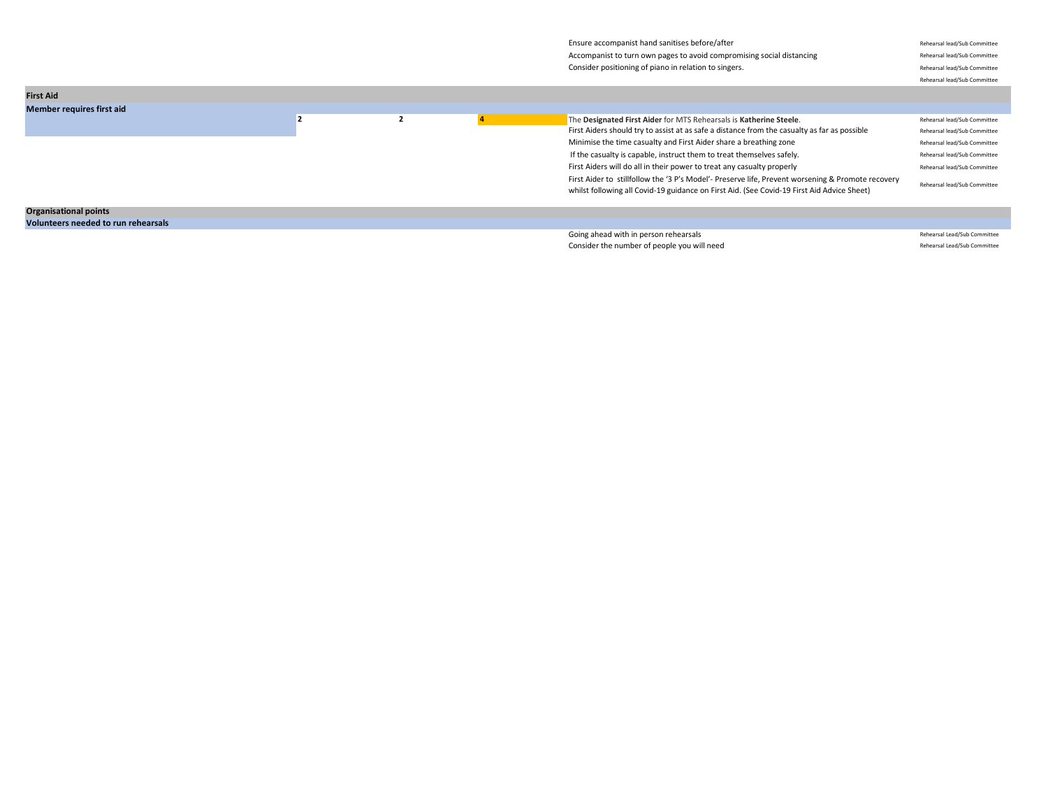| | | | | | |
|---|---|---|---|---|---|
| | | | | Ensure accompanist hand sanitises before/after | Rehearsal lead/Sub Committee |
| | | | | Accompanist to turn own pages to avoid compromising social distancing | Rehearsal lead/Sub Committee |
| | | | | Consider positioning of piano in relation to singers. | Rehearsal lead/Sub Committee |
| | | | | | Rehearsal lead/Sub Committee |
| **First Aid** | | | | | |
| **Member requires first aid** | **2** | **2** | **4** | The **Designated First Aider** for MTS Rehearsals is **Katherine Steele**. | Rehearsal lead/Sub Committee |
| | | | | First Aiders should try to assist at as safe a distance from the casualty as far as possible | Rehearsal lead/Sub Committee |
| | | | | Minimise the time casualty and First Aider share a breathing zone | Rehearsal lead/Sub Committee |
| | | | | If the casualty is capable, instruct them to treat themselves safely. | Rehearsal lead/Sub Committee |
| | | | | First Aiders will do all in their power to treat any casualty properly | Rehearsal lead/Sub Committee |
| | | | | First Aider to stillfollow the '3 P's Model'- Preserve life, Prevent worsening & Promote recovery whilst following all Covid-19 guidance on First Aid. (See Covid-19 First Aid Advice Sheet) | Rehearsal lead/Sub Committee |
| **Organisational points** | | | | | |
| **Volunteers needed to run rehearsals** | | | | | |
| | | | | Going ahead with in person rehearsals | Rehearsal Lead/Sub Committee |
| | | | | Consider the number of people you will need | Rehearsal Lead/Sub Committee |